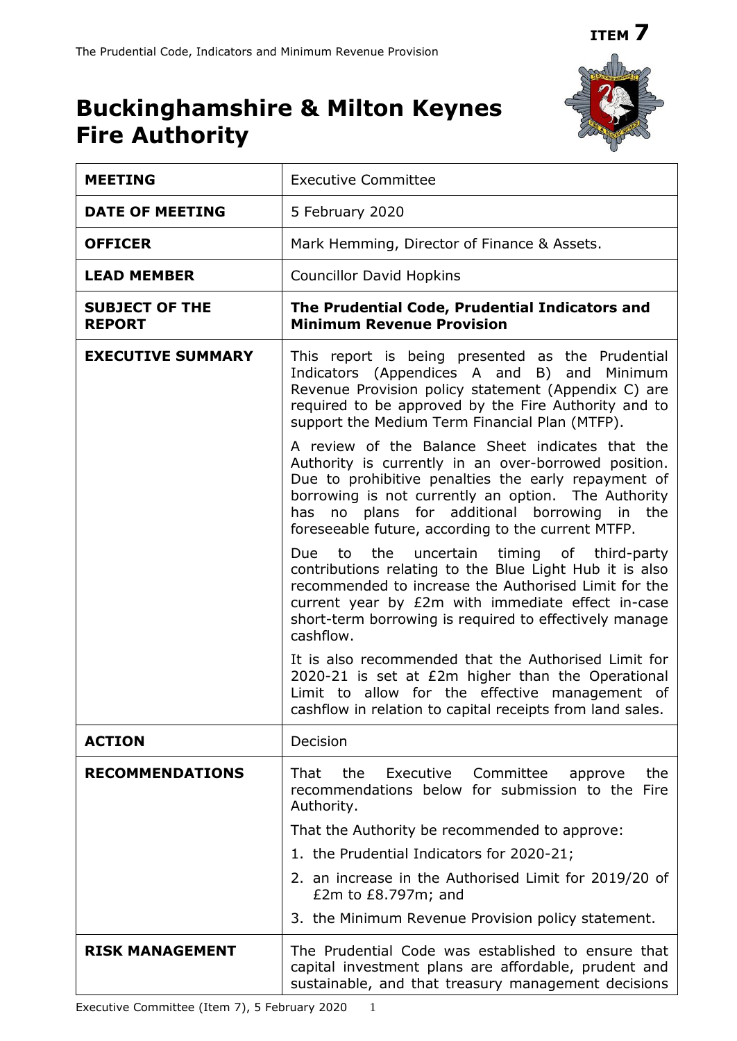ITEM 7

# Buckinghamshire & Milton Keynes Fire Authority

| | |
|---|---|
| **MEETING** | Executive Committee |
| **DATE OF MEETING** | 5 February 2020 |
| **OFFICER** | Mark Hemming, Director of Finance & Assets. |
| **LEAD MEMBER** | Councillor David Hopkins |
| **SUBJECT OF THE REPORT** | **The Prudential Code, Prudential Indicators and Minimum Revenue Provision** |
| **EXECUTIVE SUMMARY** | This report is being presented as the Prudential Indicators (Appendices A and B) and Minimum Revenue Provision policy statement (Appendix C) are required to be approved by the Fire Authority and to support the Medium Term Financial Plan (MTFP).<br><br>A review of the Balance Sheet indicates that the Authority is currently in an over-borrowed position. Due to prohibitive penalties the early repayment of borrowing is not currently an option. The Authority has no plans for additional borrowing in the foreseeable future, according to the current MTFP.<br><br>Due to the uncertain timing of third-party contributions relating to the Blue Light Hub it is also recommended to increase the Authorised Limit for the current year by £2m with immediate effect in-case short-term borrowing is required to effectively manage cashflow.<br><br>It is also recommended that the Authorised Limit for 2020-21 is set at £2m higher than the Operational Limit to allow for the effective management of cashflow in relation to capital receipts from land sales. |
| **ACTION** | Decision |
| **RECOMMENDATIONS** | That the Executive Committee approve the recommendations below for submission to the Fire Authority.<br><br>That the Authority be recommended to approve:<br><br>1. the Prudential Indicators for 2020-21;<br>2. an increase in the Authorised Limit for 2019/20 of £2m to £8.797m; and<br>3. the Minimum Revenue Provision policy statement. |
| **RISK MANAGEMENT** | The Prudential Code was established to ensure that capital investment plans are affordable, prudent and sustainable, and that treasury management decisions |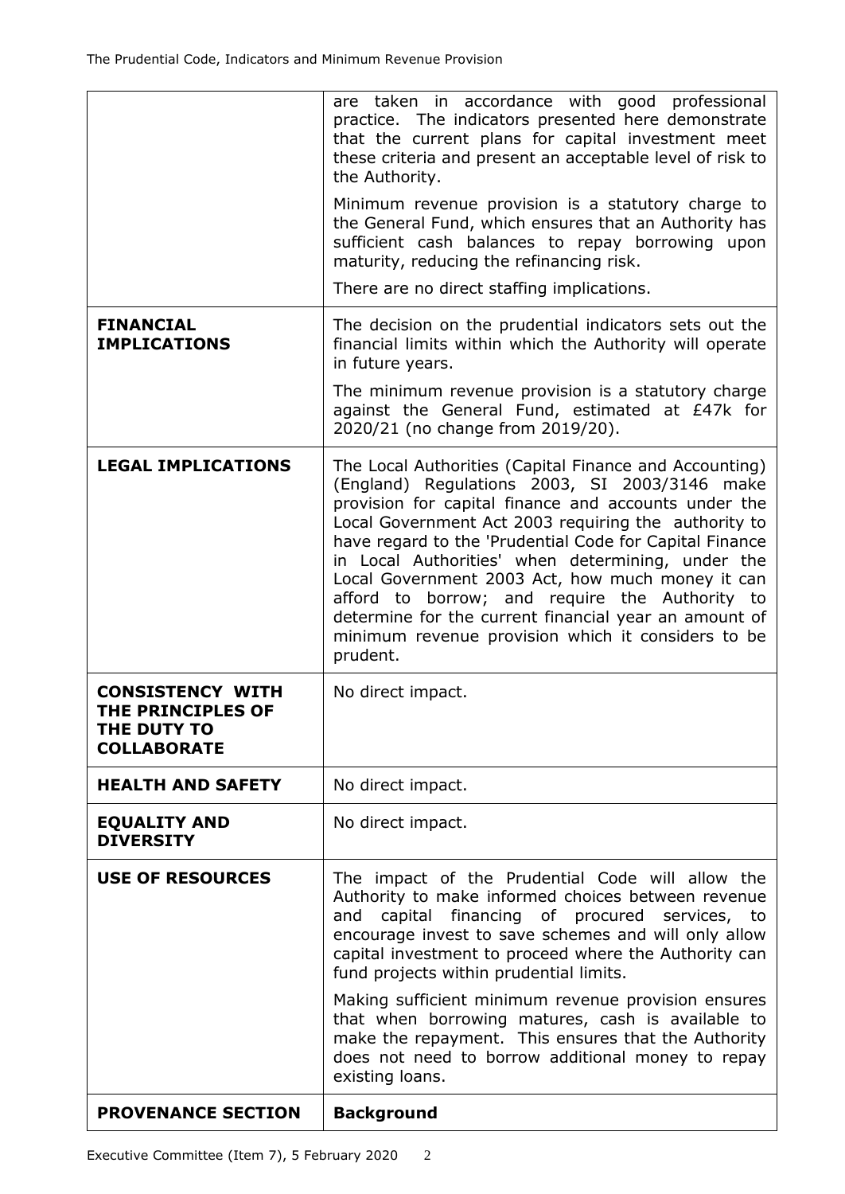| | |
|---|---|
| | are taken in accordance with good professional practice. The indicators presented here demonstrate that the current plans for capital investment meet these criteria and present an acceptable level of risk to the Authority.<br><br>Minimum revenue provision is a statutory charge to the General Fund, which ensures that an Authority has sufficient cash balances to repay borrowing upon maturity, reducing the refinancing risk.<br><br>There are no direct staffing implications. |
| **FINANCIAL IMPLICATIONS** | The decision on the prudential indicators sets out the financial limits within which the Authority will operate in future years.<br><br>The minimum revenue provision is a statutory charge against the General Fund, estimated at £47k for 2020/21 (no change from 2019/20). |
| **LEGAL IMPLICATIONS** | The Local Authorities (Capital Finance and Accounting) (England) Regulations 2003, SI 2003/3146 make provision for capital finance and accounts under the Local Government Act 2003 requiring the authority to have regard to the 'Prudential Code for Capital Finance in Local Authorities' when determining, under the Local Government 2003 Act, how much money it can afford to borrow; and require the Authority to determine for the current financial year an amount of minimum revenue provision which it considers to be prudent. |
| **CONSISTENCY WITH THE PRINCIPLES OF THE DUTY TO COLLABORATE** | No direct impact. |
| **HEALTH AND SAFETY** | No direct impact. |
| **EQUALITY AND DIVERSITY** | No direct impact. |
| **USE OF RESOURCES** | The impact of the Prudential Code will allow the Authority to make informed choices between revenue and capital financing of procured services, to encourage invest to save schemes and will only allow capital investment to proceed where the Authority can fund projects within prudential limits.<br><br>Making sufficient minimum revenue provision ensures that when borrowing matures, cash is available to make the repayment. This ensures that the Authority does not need to borrow additional money to repay existing loans. |
| **PROVENANCE SECTION** | **Background** |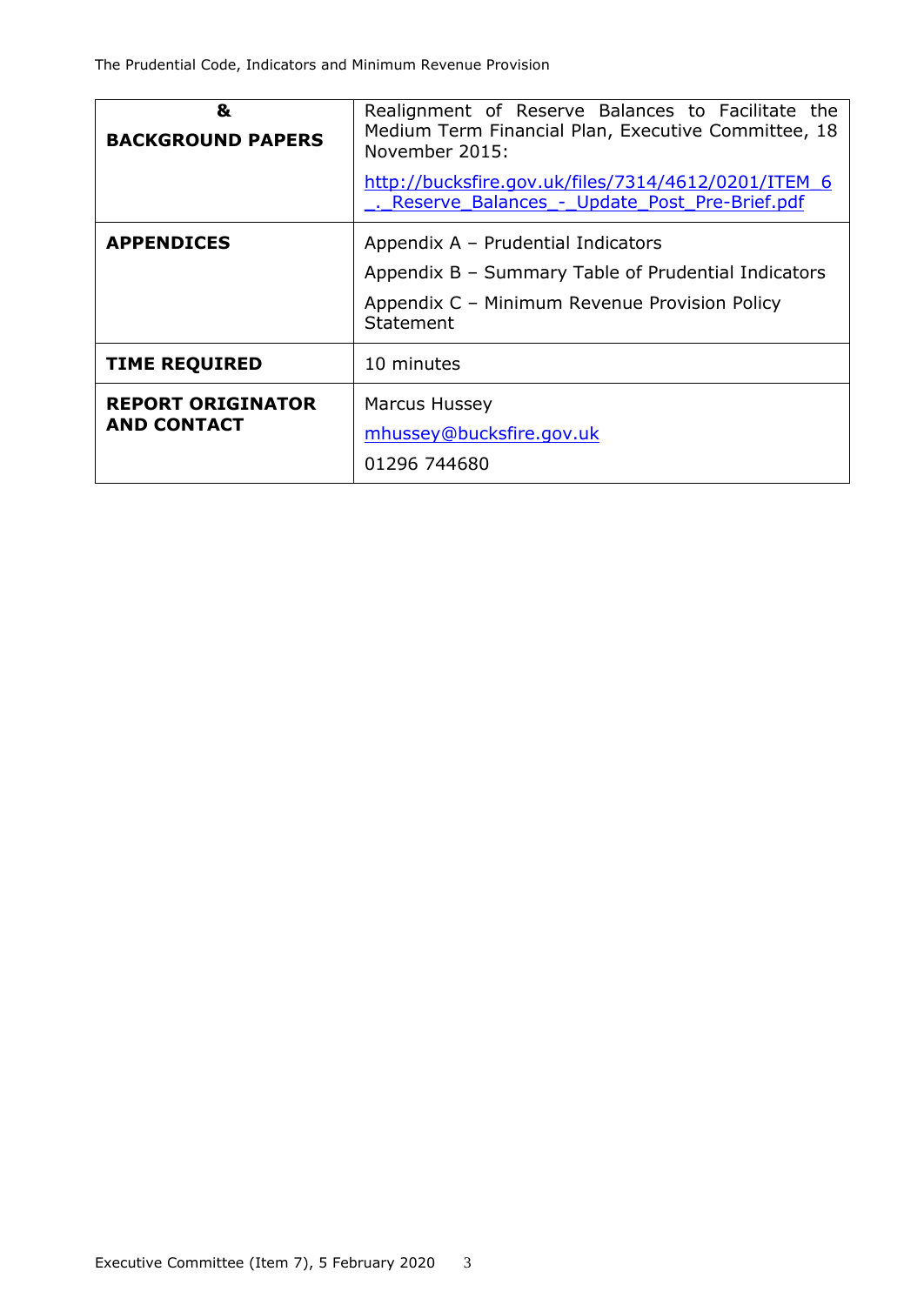| &amp; **BACKGROUND PAPERS** | Realignment of Reserve Balances to Facilitate the Medium Term Financial Plan, Executive Committee, 18 November 2015: http://bucksfire.gov.uk/files/7314/4612/0201/ITEM_6_._Reserve_Balances_-_Update_Post_Pre-Brief.pdf |
|---|---|
| **APPENDICES** | Appendix A – Prudential Indicators<br>Appendix B – Summary Table of Prudential Indicators<br>Appendix C – Minimum Revenue Provision Policy Statement |
| **TIME REQUIRED** | 10 minutes |
| **REPORT ORIGINATOR AND CONTACT** | Marcus Hussey<br>mhussey@bucksfire.gov.uk<br>01296 744680 |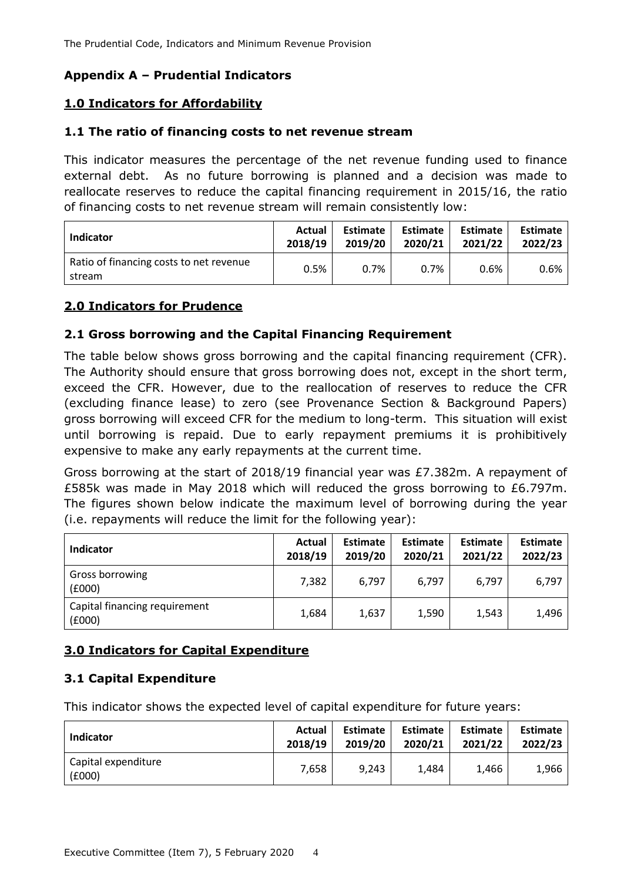## Appendix A – Prudential Indicators

### 1.0 Indicators for Affordability

#### 1.1 The ratio of financing costs to net revenue stream

This indicator measures the percentage of the net revenue funding used to finance external debt. As no future borrowing is planned and a decision was made to reallocate reserves to reduce the capital financing requirement in 2015/16, the ratio of financing costs to net revenue stream will remain consistently low:

| Indicator | Actual 2018/19 | Estimate 2019/20 | Estimate 2020/21 | Estimate 2021/22 | Estimate 2022/23 |
|---|---|---|---|---|---|
| Ratio of financing costs to net revenue stream | 0.5% | 0.7% | 0.7% | 0.6% | 0.6% |

### 2.0 Indicators for Prudence

#### 2.1 Gross borrowing and the Capital Financing Requirement

The table below shows gross borrowing and the capital financing requirement (CFR). The Authority should ensure that gross borrowing does not, except in the short term, exceed the CFR. However, due to the reallocation of reserves to reduce the CFR (excluding finance lease) to zero (see Provenance Section & Background Papers) gross borrowing will exceed CFR for the medium to long-term. This situation will exist until borrowing is repaid. Due to early repayment premiums it is prohibitively expensive to make any early repayments at the current time.

Gross borrowing at the start of 2018/19 financial year was £7.382m. A repayment of £585k was made in May 2018 which will reduced the gross borrowing to £6.797m. The figures shown below indicate the maximum level of borrowing during the year (i.e. repayments will reduce the limit for the following year):

| Indicator | Actual 2018/19 | Estimate 2019/20 | Estimate 2020/21 | Estimate 2021/22 | Estimate 2022/23 |
|---|---|---|---|---|---|
| Gross borrowing (£000) | 7,382 | 6,797 | 6,797 | 6,797 | 6,797 |
| Capital financing requirement (£000) | 1,684 | 1,637 | 1,590 | 1,543 | 1,496 |

### 3.0 Indicators for Capital Expenditure

#### 3.1 Capital Expenditure

This indicator shows the expected level of capital expenditure for future years:

| Indicator | Actual 2018/19 | Estimate 2019/20 | Estimate 2020/21 | Estimate 2021/22 | Estimate 2022/23 |
|---|---|---|---|---|---|
| Capital expenditure (£000) | 7,658 | 9,243 | 1,484 | 1,466 | 1,966 |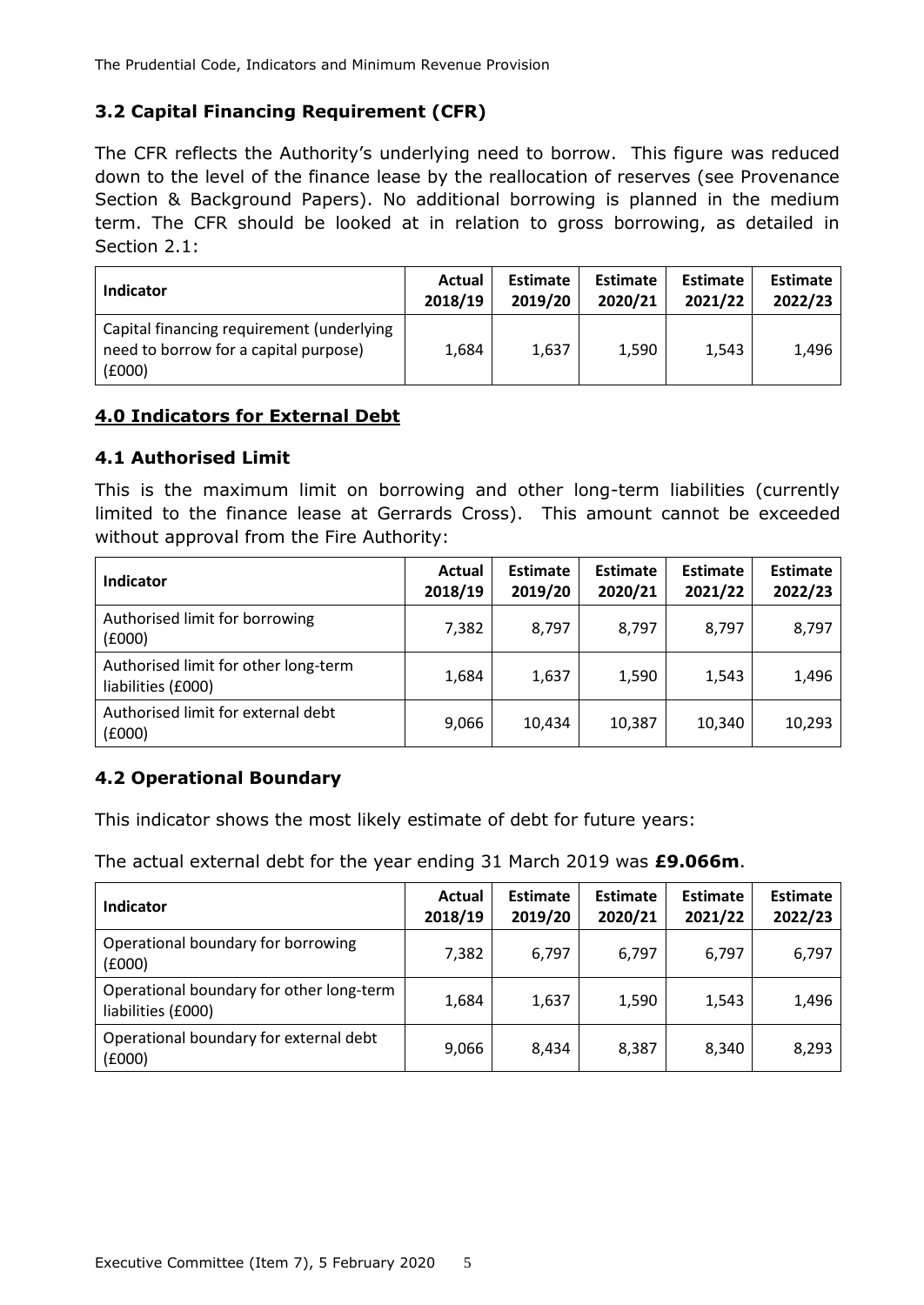### 3.2 Capital Financing Requirement (CFR)

The CFR reflects the Authority's underlying need to borrow. This figure was reduced down to the level of the finance lease by the reallocation of reserves (see Provenance Section & Background Papers). No additional borrowing is planned in the medium term. The CFR should be looked at in relation to gross borrowing, as detailed in Section 2.1:

| Indicator | Actual 2018/19 | Estimate 2019/20 | Estimate 2020/21 | Estimate 2021/22 | Estimate 2022/23 |
|---|---|---|---|---|---|
| Capital financing requirement (underlying need to borrow for a capital purpose) (£000) | 1,684 | 1,637 | 1,590 | 1,543 | 1,496 |

## 4.0 Indicators for External Debt

### 4.1 Authorised Limit

This is the maximum limit on borrowing and other long-term liabilities (currently limited to the finance lease at Gerrards Cross). This amount cannot be exceeded without approval from the Fire Authority:

| Indicator | Actual 2018/19 | Estimate 2019/20 | Estimate 2020/21 | Estimate 2021/22 | Estimate 2022/23 |
|---|---|---|---|---|---|
| Authorised limit for borrowing (£000) | 7,382 | 8,797 | 8,797 | 8,797 | 8,797 |
| Authorised limit for other long-term liabilities (£000) | 1,684 | 1,637 | 1,590 | 1,543 | 1,496 |
| Authorised limit for external debt (£000) | 9,066 | 10,434 | 10,387 | 10,340 | 10,293 |

### 4.2 Operational Boundary

This indicator shows the most likely estimate of debt for future years:

The actual external debt for the year ending 31 March 2019 was **£9.066m**.

| Indicator | Actual 2018/19 | Estimate 2019/20 | Estimate 2020/21 | Estimate 2021/22 | Estimate 2022/23 |
|---|---|---|---|---|---|
| Operational boundary for borrowing (£000) | 7,382 | 6,797 | 6,797 | 6,797 | 6,797 |
| Operational boundary for other long-term liabilities (£000) | 1,684 | 1,637 | 1,590 | 1,543 | 1,496 |
| Operational boundary for external debt (£000) | 9,066 | 8,434 | 8,387 | 8,340 | 8,293 |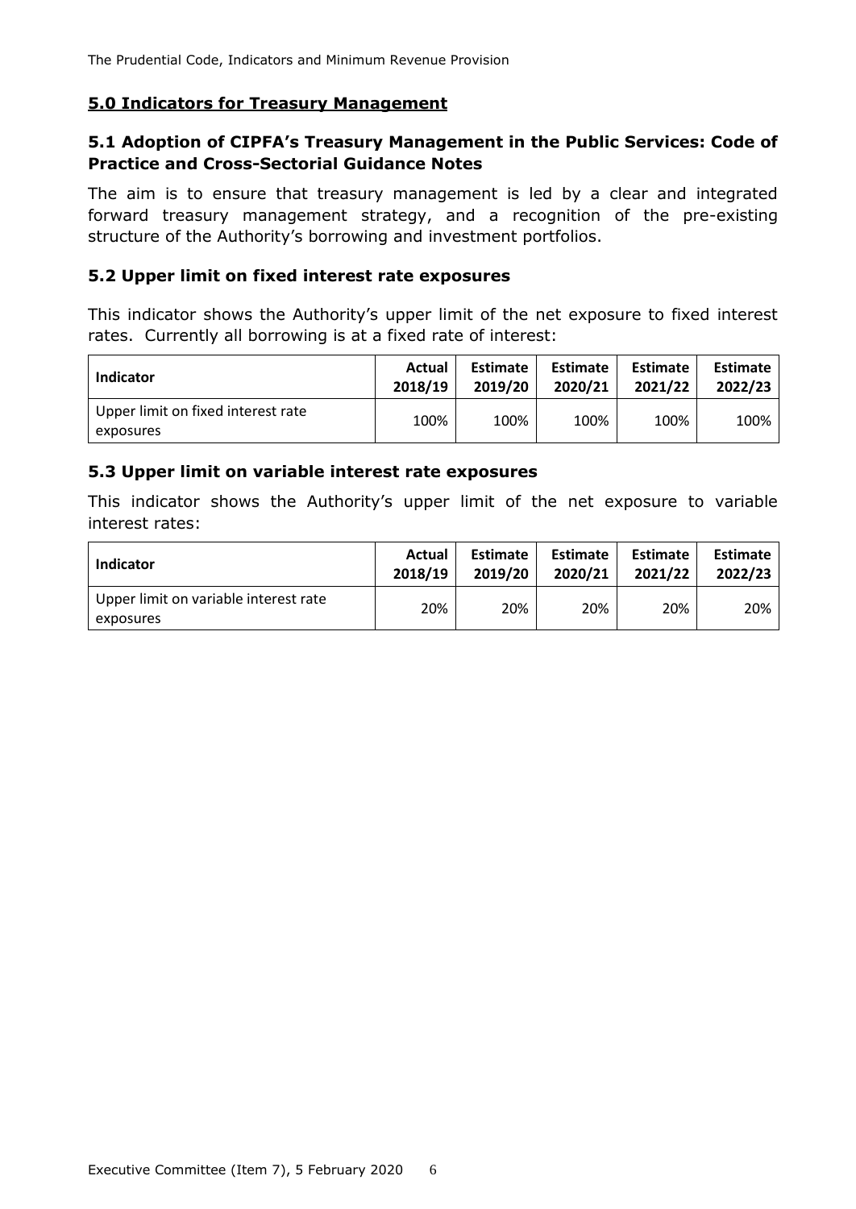## 5.0 Indicators for Treasury Management

### 5.1 Adoption of CIPFA's Treasury Management in the Public Services: Code of Practice and Cross-Sectorial Guidance Notes

The aim is to ensure that treasury management is led by a clear and integrated forward treasury management strategy, and a recognition of the pre-existing structure of the Authority's borrowing and investment portfolios.

### 5.2 Upper limit on fixed interest rate exposures

This indicator shows the Authority's upper limit of the net exposure to fixed interest rates. Currently all borrowing is at a fixed rate of interest:

| Indicator | Actual 2018/19 | Estimate 2019/20 | Estimate 2020/21 | Estimate 2021/22 | Estimate 2022/23 |
|---|---|---|---|---|---|
| Upper limit on fixed interest rate exposures | 100% | 100% | 100% | 100% | 100% |

### 5.3 Upper limit on variable interest rate exposures

This indicator shows the Authority's upper limit of the net exposure to variable interest rates:

| Indicator | Actual 2018/19 | Estimate 2019/20 | Estimate 2020/21 | Estimate 2021/22 | Estimate 2022/23 |
|---|---|---|---|---|---|
| Upper limit on variable interest rate exposures | 20% | 20% | 20% | 20% | 20% |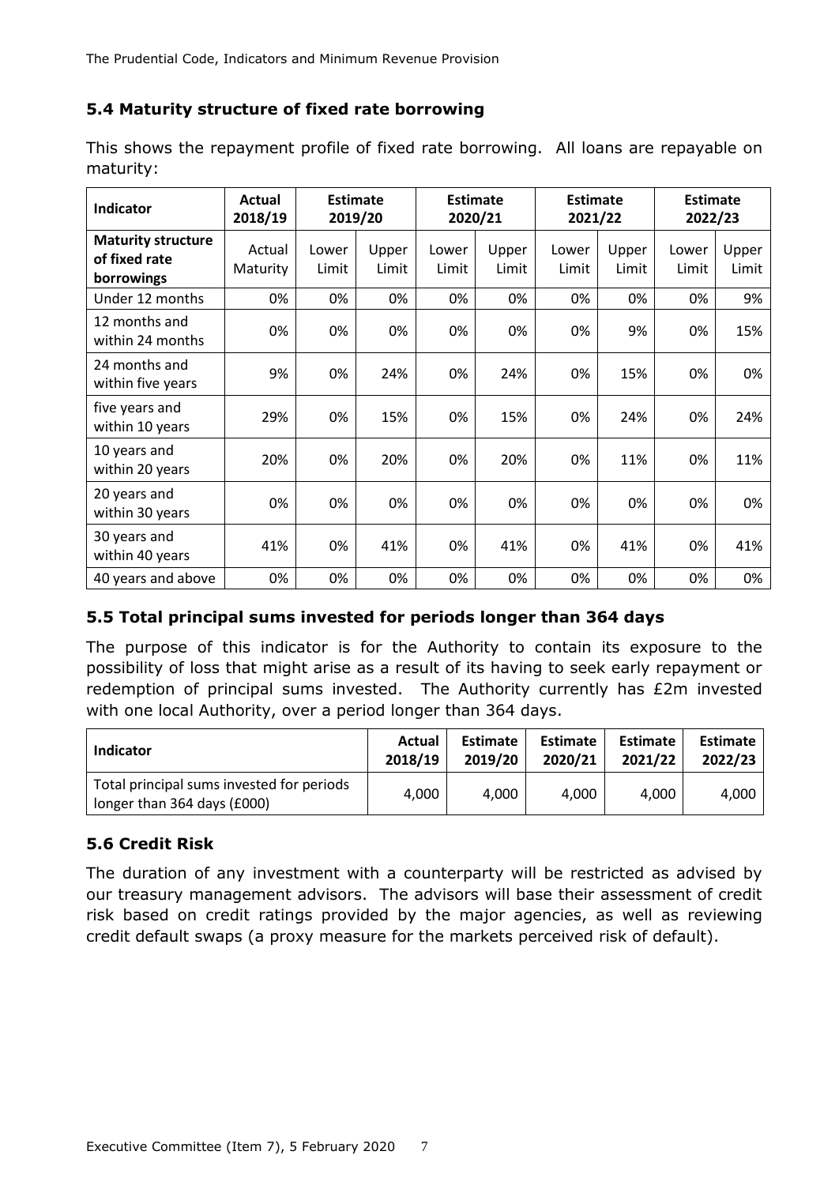### 5.4 Maturity structure of fixed rate borrowing

This shows the repayment profile of fixed rate borrowing. All loans are repayable on maturity:

| Indicator | Actual 2018/19 | Estimate 2019/20 | | Estimate 2020/21 | | Estimate 2021/22 | | Estimate 2022/23 | |
|---|---|---|---|---|---|---|---|---|---|
| **Maturity structure of fixed rate borrowings** | Actual Maturity | Lower Limit | Upper Limit | Lower Limit | Upper Limit | Lower Limit | Upper Limit | Lower Limit | Upper Limit |
| Under 12 months | 0% | 0% | 0% | 0% | 0% | 0% | 0% | 0% | 9% |
| 12 months and within 24 months | 0% | 0% | 0% | 0% | 0% | 0% | 9% | 0% | 15% |
| 24 months and within five years | 9% | 0% | 24% | 0% | 24% | 0% | 15% | 0% | 0% |
| five years and within 10 years | 29% | 0% | 15% | 0% | 15% | 0% | 24% | 0% | 24% |
| 10 years and within 20 years | 20% | 0% | 20% | 0% | 20% | 0% | 11% | 0% | 11% |
| 20 years and within 30 years | 0% | 0% | 0% | 0% | 0% | 0% | 0% | 0% | 0% |
| 30 years and within 40 years | 41% | 0% | 41% | 0% | 41% | 0% | 41% | 0% | 41% |
| 40 years and above | 0% | 0% | 0% | 0% | 0% | 0% | 0% | 0% | 0% |

### 5.5 Total principal sums invested for periods longer than 364 days

The purpose of this indicator is for the Authority to contain its exposure to the possibility of loss that might arise as a result of its having to seek early repayment or redemption of principal sums invested. The Authority currently has £2m invested with one local Authority, over a period longer than 364 days.

| Indicator | Actual 2018/19 | Estimate 2019/20 | Estimate 2020/21 | Estimate 2021/22 | Estimate 2022/23 |
|---|---|---|---|---|---|
| Total principal sums invested for periods longer than 364 days (£000) | 4,000 | 4,000 | 4,000 | 4,000 | 4,000 |

### 5.6 Credit Risk

The duration of any investment with a counterparty will be restricted as advised by our treasury management advisors. The advisors will base their assessment of credit risk based on credit ratings provided by the major agencies, as well as reviewing credit default swaps (a proxy measure for the markets perceived risk of default).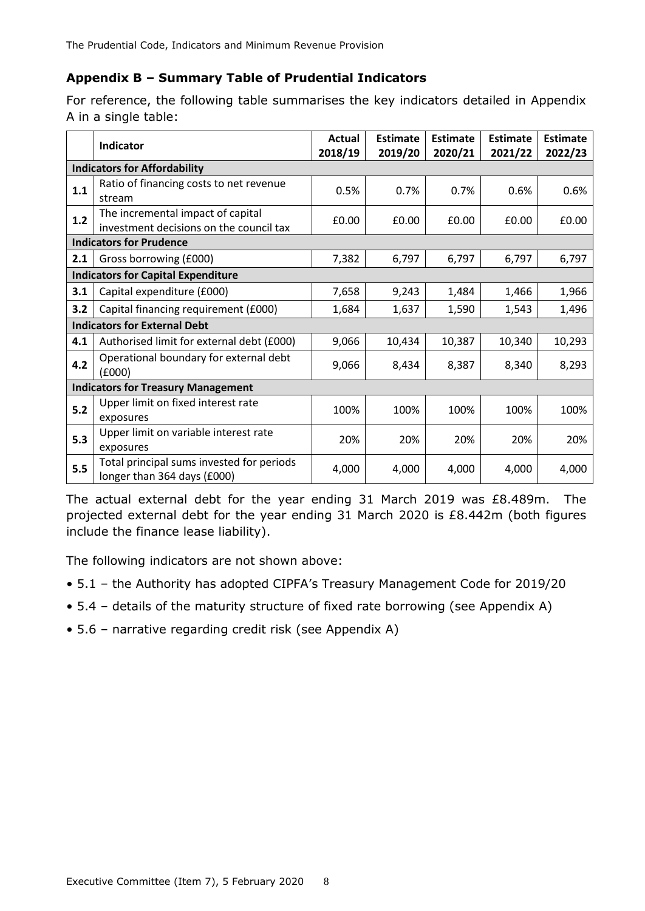## Appendix B – Summary Table of Prudential Indicators

For reference, the following table summarises the key indicators detailed in Appendix A in a single table:

| | Indicator | Actual 2018/19 | Estimate 2019/20 | Estimate 2020/21 | Estimate 2021/22 | Estimate 2022/23 |
|---|---|---|---|---|---|---|
| **Indicators for Affordability** | | | | | | |
| **1.1** | Ratio of financing costs to net revenue stream | 0.5% | 0.7% | 0.7% | 0.6% | 0.6% |
| **1.2** | The incremental impact of capital investment decisions on the council tax | £0.00 | £0.00 | £0.00 | £0.00 | £0.00 |
| **Indicators for Prudence** | | | | | | |
| **2.1** | Gross borrowing (£000) | 7,382 | 6,797 | 6,797 | 6,797 | 6,797 |
| **Indicators for Capital Expenditure** | | | | | | |
| **3.1** | Capital expenditure (£000) | 7,658 | 9,243 | 1,484 | 1,466 | 1,966 |
| **3.2** | Capital financing requirement (£000) | 1,684 | 1,637 | 1,590 | 1,543 | 1,496 |
| **Indicators for External Debt** | | | | | | |
| **4.1** | Authorised limit for external debt (£000) | 9,066 | 10,434 | 10,387 | 10,340 | 10,293 |
| **4.2** | Operational boundary for external debt (£000) | 9,066 | 8,434 | 8,387 | 8,340 | 8,293 |
| **Indicators for Treasury Management** | | | | | | |
| **5.2** | Upper limit on fixed interest rate exposures | 100% | 100% | 100% | 100% | 100% |
| **5.3** | Upper limit on variable interest rate exposures | 20% | 20% | 20% | 20% | 20% |
| **5.5** | Total principal sums invested for periods longer than 364 days (£000) | 4,000 | 4,000 | 4,000 | 4,000 | 4,000 |

The actual external debt for the year ending 31 March 2019 was £8.489m. The projected external debt for the year ending 31 March 2020 is £8.442m (both figures include the finance lease liability).

The following indicators are not shown above:

- 5.1 – the Authority has adopted CIPFA's Treasury Management Code for 2019/20
- 5.4 – details of the maturity structure of fixed rate borrowing (see Appendix A)
- 5.6 – narrative regarding credit risk (see Appendix A)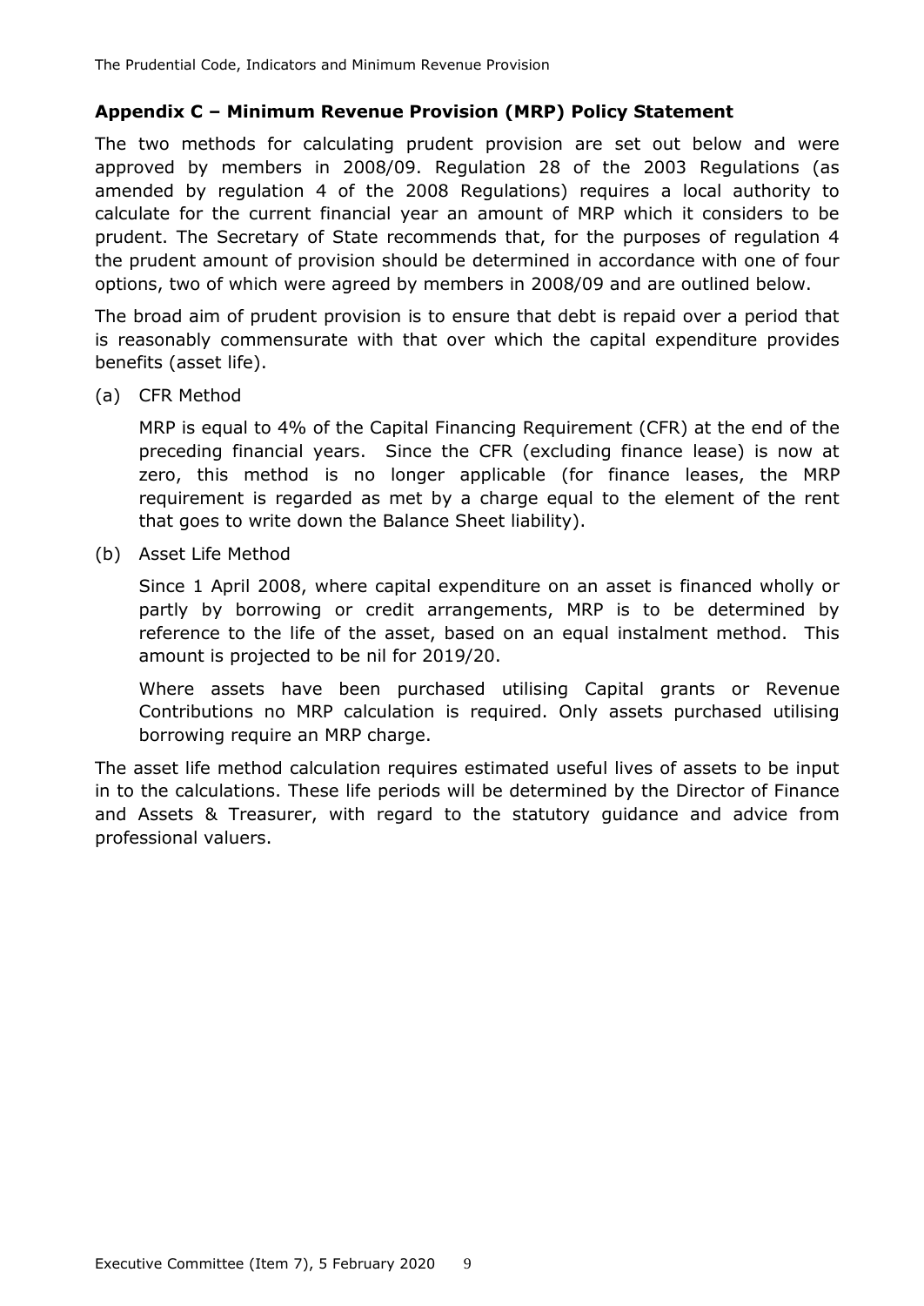## Appendix C – Minimum Revenue Provision (MRP) Policy Statement

The two methods for calculating prudent provision are set out below and were approved by members in 2008/09. Regulation 28 of the 2003 Regulations (as amended by regulation 4 of the 2008 Regulations) requires a local authority to calculate for the current financial year an amount of MRP which it considers to be prudent. The Secretary of State recommends that, for the purposes of regulation 4 the prudent amount of provision should be determined in accordance with one of four options, two of which were agreed by members in 2008/09 and are outlined below.

The broad aim of prudent provision is to ensure that debt is repaid over a period that is reasonably commensurate with that over which the capital expenditure provides benefits (asset life).

(a) CFR Method

MRP is equal to 4% of the Capital Financing Requirement (CFR) at the end of the preceding financial years. Since the CFR (excluding finance lease) is now at zero, this method is no longer applicable (for finance leases, the MRP requirement is regarded as met by a charge equal to the element of the rent that goes to write down the Balance Sheet liability).

(b) Asset Life Method

Since 1 April 2008, where capital expenditure on an asset is financed wholly or partly by borrowing or credit arrangements, MRP is to be determined by reference to the life of the asset, based on an equal instalment method. This amount is projected to be nil for 2019/20.

Where assets have been purchased utilising Capital grants or Revenue Contributions no MRP calculation is required. Only assets purchased utilising borrowing require an MRP charge.

The asset life method calculation requires estimated useful lives of assets to be input in to the calculations. These life periods will be determined by the Director of Finance and Assets & Treasurer, with regard to the statutory guidance and advice from professional valuers.